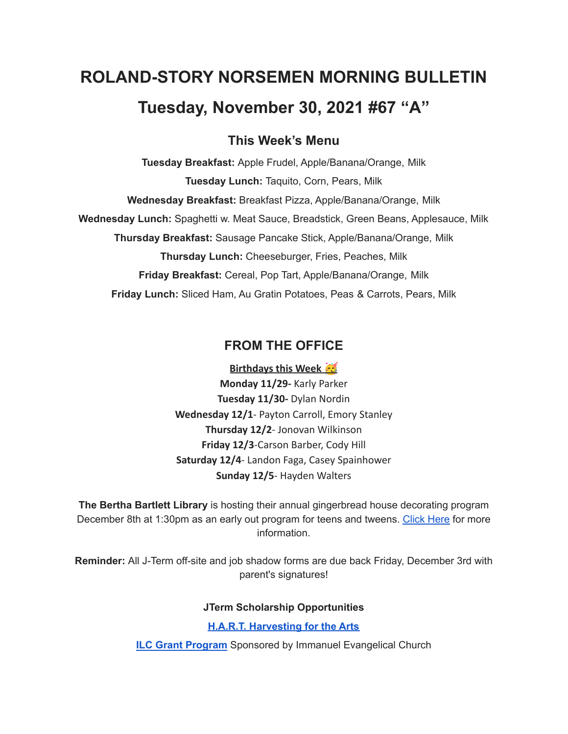# ROLAND-STORY NORSEMEN MORNING BULLETIN

# Tuesday, November 30, 2021 #67 "A"

## This Week's Menu

**Tuesday Breakfast:** Apple Frudel, Apple/Banana/Orange, Milk

**Tuesday Lunch:** Taquito, Corn, Pears, Milk

**Wednesday Breakfast:** Breakfast Pizza, Apple/Banana/Orange, Milk

**Wednesday Lunch:** Spaghetti w. Meat Sauce, Breadstick, Green Beans, Applesauce, Milk

**Thursday Breakfast:** Sausage Pancake Stick, Apple/Banana/Orange, Milk

**Thursday Lunch:** Cheeseburger, Fries, Peaches, Milk

**Friday Breakfast:** Cereal, Pop Tart, Apple/Banana/Orange, Milk

**Friday Lunch:** Sliced Ham, Au Gratin Potatoes, Peas & Carrots, Pears, Milk

## FROM THE OFFICE

**Birthdays this Week 🥳**

**Monday 11/29-** Karly Parker

**Tuesday 11/30-** Dylan Nordin

**Wednesday 12/1**- Payton Carroll, Emory Stanley

**Thursday 12/2**- Jonovan Wilkinson

**Friday 12/3**-Carson Barber, Cody Hill

**Saturday 12/4**- Landon Faga, Casey Spainhower

**Sunday 12/5**- Hayden Walters

**The Bertha Bartlett Library** is hosting their annual gingerbread house decorating program December 8th at 1:30pm as an early out program for teens and tweens. Click Here for more information.

**Reminder:** All J-Term off-site and job shadow forms are due back Friday, December 3rd with parent's signatures!

**JTerm Scholarship Opportunities**

**H.A.R.T. Harvesting for the Arts**

**ILC Grant Program** Sponsored by Immanuel Evangelical Church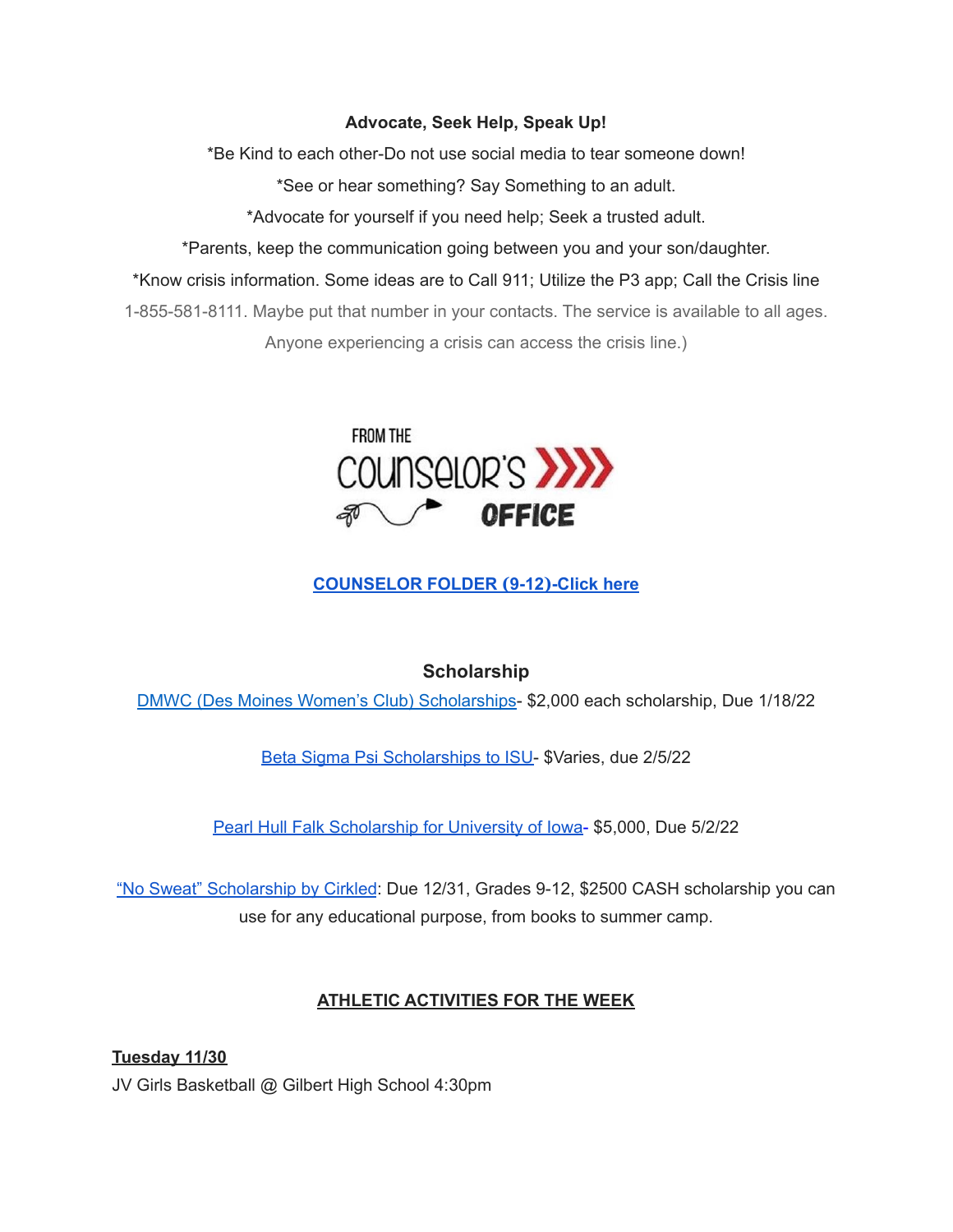**Advocate, Seek Help, Speak Up!**

*Be Kind to each other-Do not use social media to tear someone down!

*See or hear something? Say Something to an adult.

*Advocate for yourself if you need help; Seek a trusted adult.

*Parents, keep the communication going between you and your son/daughter.

*Know crisis information. Some ideas are to Call 911; Utilize the P3 app; Call the Crisis line 1-855-581-8111. Maybe put that number in your contacts. The service is available to all ages. Anyone experiencing a crisis can access the crisis line.)

FROM THE COUNSELOR'S OFFICE

**COUNSELOR FOLDER (9-12)-Click here**

### Scholarship

DMWC (Des Moines Women's Club) Scholarships- $2,000 each scholarship, Due 1/18/22

Beta Sigma Psi Scholarships to ISU- $Varies, due 2/5/22

Pearl Hull Falk Scholarship for University of Iowa- $5,000, Due 5/2/22

"No Sweat" Scholarship by Cirkled: Due 12/31, Grades 9-12, $2500 CASH scholarship you can use for any educational purpose, from books to summer camp.

**ATHLETIC ACTIVITIES FOR THE WEEK**

**Tuesday 11/30**

JV Girls Basketball @ Gilbert High School 4:30pm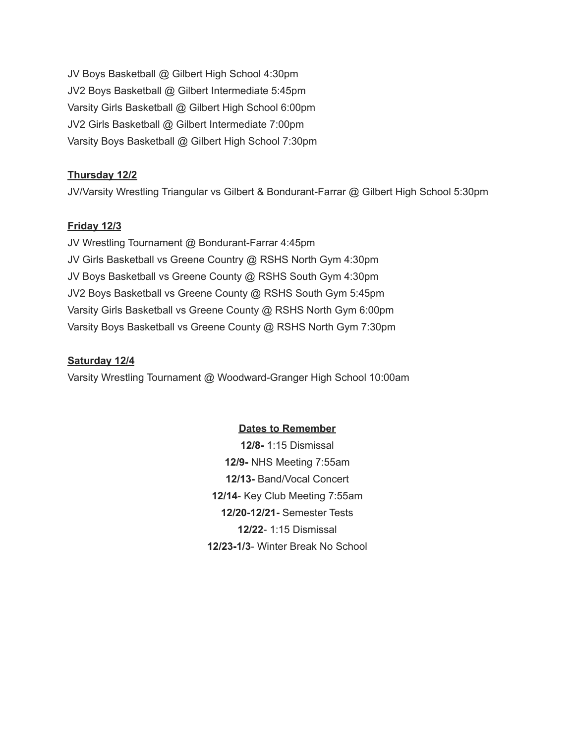JV Boys Basketball @ Gilbert High School 4:30pm
JV2 Boys Basketball @ Gilbert Intermediate 5:45pm
Varsity Girls Basketball @ Gilbert High School 6:00pm
JV2 Girls Basketball @ Gilbert Intermediate 7:00pm
Varsity Boys Basketball @ Gilbert High School 7:30pm

**Thursday 12/2**
JV/Varsity Wrestling Triangular vs Gilbert & Bondurant-Farrar @ Gilbert High School 5:30pm

**Friday 12/3**
JV Wrestling Tournament @ Bondurant-Farrar 4:45pm
JV Girls Basketball vs Greene Country @ RSHS North Gym 4:30pm
JV Boys Basketball vs Greene County @ RSHS South Gym 4:30pm
JV2 Boys Basketball vs Greene County @ RSHS South Gym 5:45pm
Varsity Girls Basketball vs Greene County @ RSHS North Gym 6:00pm
Varsity Boys Basketball vs Greene County @ RSHS North Gym 7:30pm

**Saturday 12/4**
Varsity Wrestling Tournament @ Woodward-Granger High School 10:00am

**Dates to Remember**

**12/8-** 1:15 Dismissal
**12/9-** NHS Meeting 7:55am
**12/13-** Band/Vocal Concert
**12/14**- Key Club Meeting 7:55am
**12/20-12/21-** Semester Tests
**12/22**- 1:15 Dismissal
**12/23-1/3**- Winter Break No School